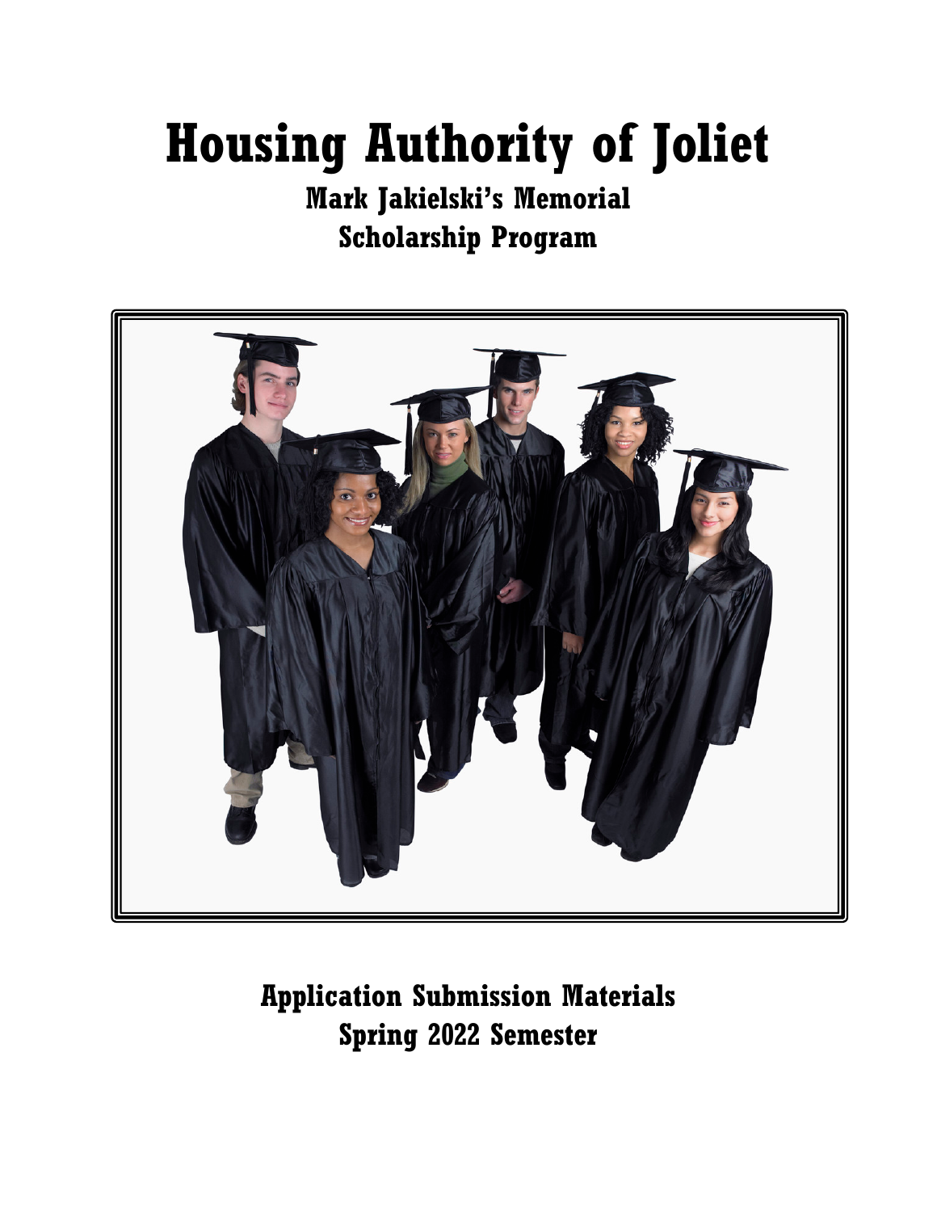# Housing Authority of Joliet

## Mark Jakielski's Memorial Scholarship Program

## Application Submission Materials Spring 2022 Semester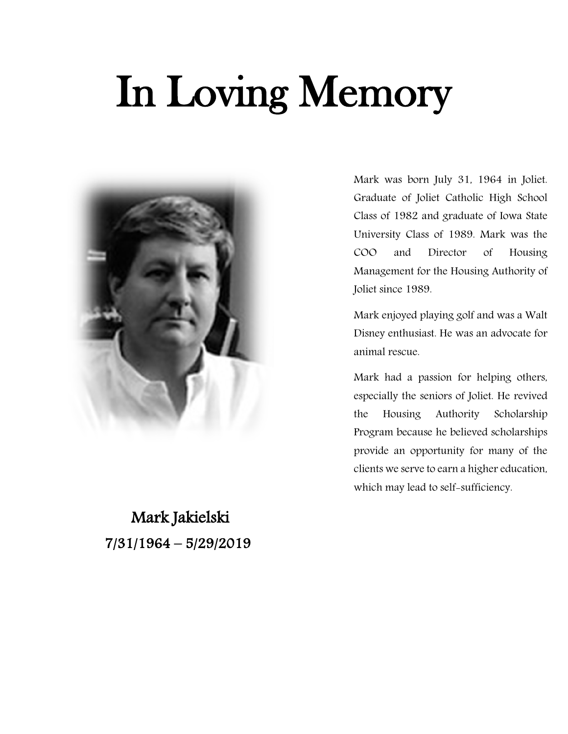# In Loving Memory

Mark Jakielski

7/31/1964 – 5/29/2019

Mark was born July 31, 1964 in Joliet. Graduate of Joliet Catholic High School Class of 1982 and graduate of Iowa State University Class of 1989. Mark was the COO and Director of Housing Management for the Housing Authority of Joliet since 1989.

Mark enjoyed playing golf and was a Walt Disney enthusiast. He was an advocate for animal rescue.

Mark had a passion for helping others, especially the seniors of Joliet. He revived the Housing Authority Scholarship Program because he believed scholarships provide an opportunity for many of the clients we serve to earn a higher education, which may lead to self-sufficiency.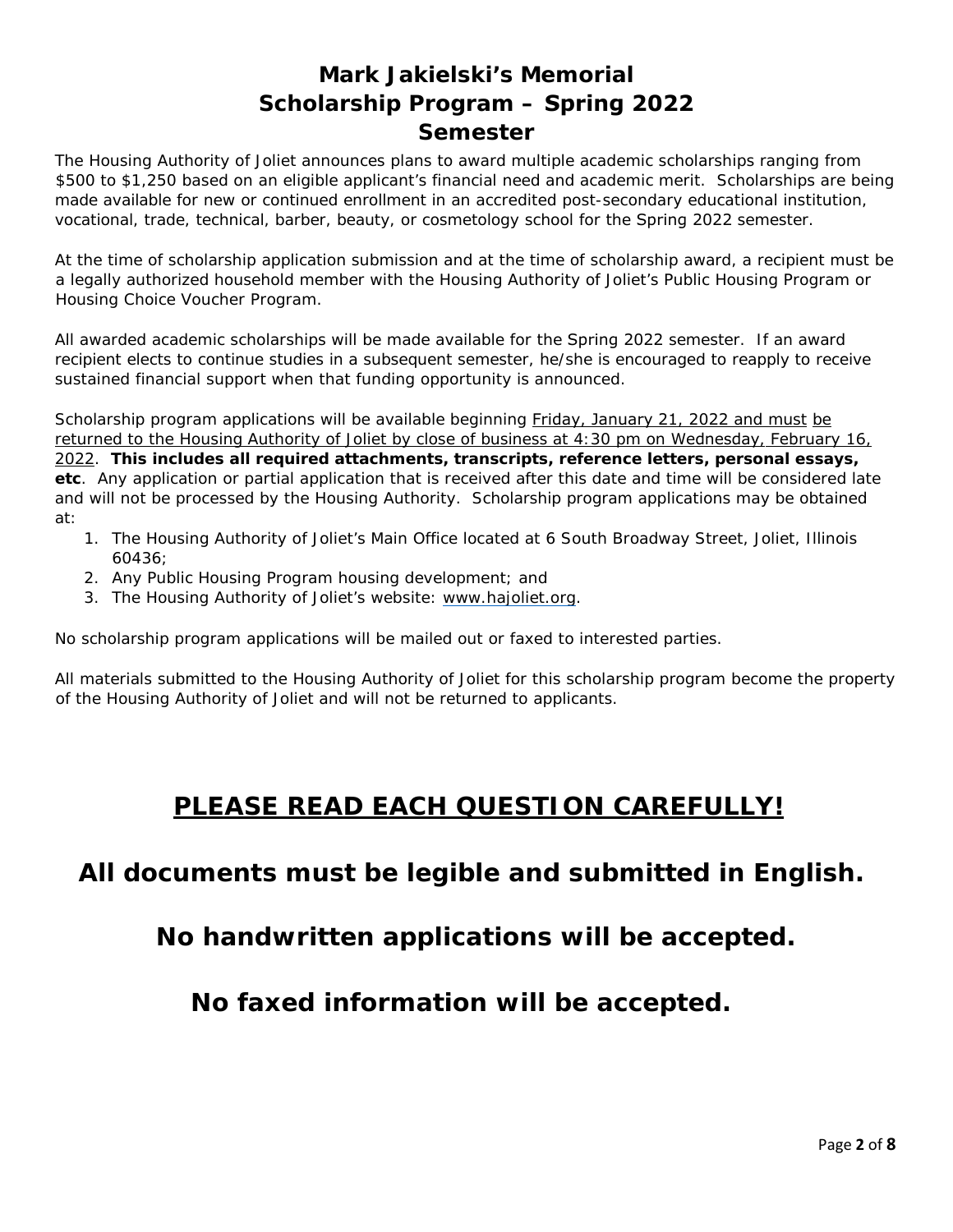# Mark Jakielski's Memorial Scholarship Program – Spring 2022 Semester

The Housing Authority of Joliet announces plans to award multiple academic scholarships ranging from $500 to $1,250 based on an eligible applicant's financial need and academic merit. Scholarships are being made available for new or continued enrollment in an accredited post-secondary educational institution, vocational, trade, technical, barber, beauty, or cosmetology school for the Spring 2022 semester.

At the time of scholarship application submission and at the time of scholarship award, a recipient must be a legally authorized household member with the Housing Authority of Joliet's Public Housing Program or Housing Choice Voucher Program.

All awarded academic scholarships will be made available for the Spring 2022 semester. If an award recipient elects to continue studies in a subsequent semester, he/she is encouraged to reapply to receive sustained financial support when that funding opportunity is announced.

Scholarship program applications will be available beginning Friday, January 21, 2022 and must be returned to the Housing Authority of Joliet by close of business at 4:30 pm on Wednesday, February 16, 2022. **This includes all required attachments, transcripts, reference letters, personal essays, etc**. Any application or partial application that is received after this date and time will be considered late and will not be processed by the Housing Authority. Scholarship program applications may be obtained at:

1. The Housing Authority of Joliet's Main Office located at 6 South Broadway Street, Joliet, Illinois 60436;
2. Any Public Housing Program housing development; and
3. The Housing Authority of Joliet's website: www.hajoliet.org.

No scholarship program applications will be mailed out or faxed to interested parties.

All materials submitted to the Housing Authority of Joliet for this scholarship program become the property of the Housing Authority of Joliet and will not be returned to applicants.

## PLEASE READ EACH QUESTION CAREFULLY!

## All documents must be legible and submitted in English.

## No handwritten applications will be accepted.

## No faxed information will be accepted.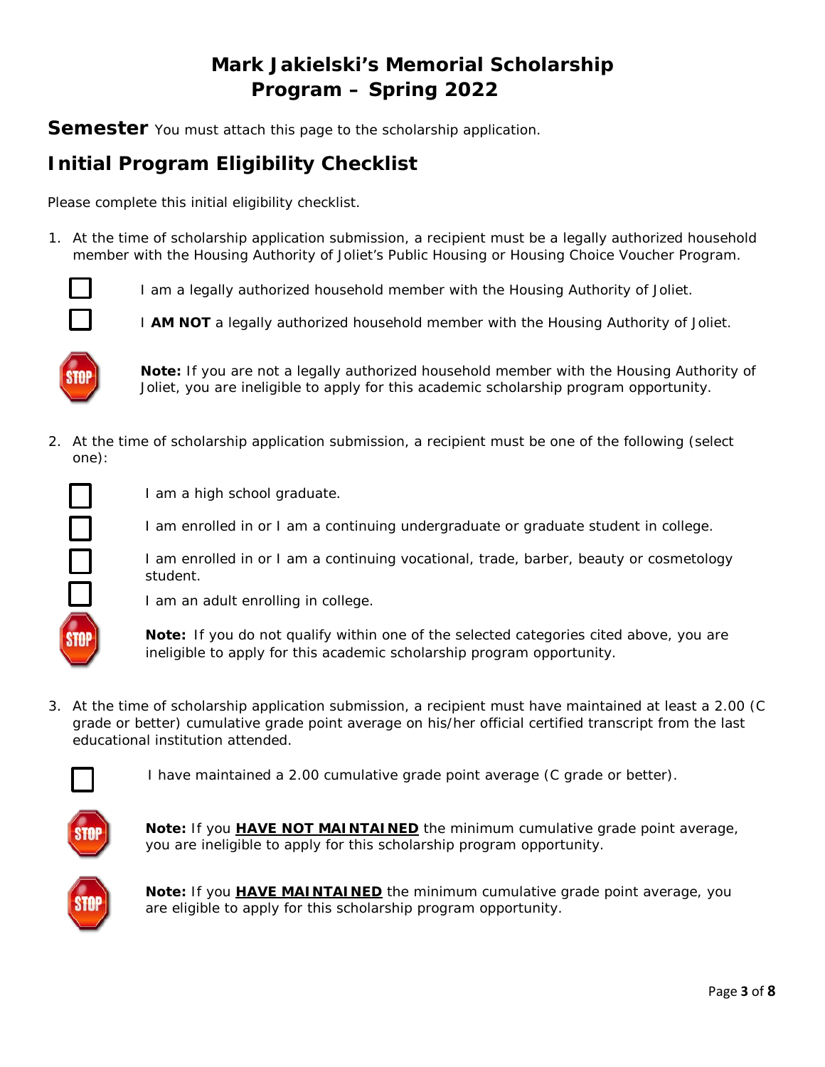# Mark Jakielski's Memorial Scholarship Program – Spring 2022

**Semester** You must attach this page to the scholarship application.

## Initial Program Eligibility Checklist

Please complete this initial eligibility checklist.

1. At the time of scholarship application submission, a recipient must be a legally authorized household member with the Housing Authority of Joliet's Public Housing or Housing Choice Voucher Program.

   ☐ I am a legally authorized household member with the Housing Authority of Joliet.

   ☐ I **AM NOT** a legally authorized household member with the Housing Authority of Joliet.

   **Note:** If you are not a legally authorized household member with the Housing Authority of Joliet, you are ineligible to apply for this academic scholarship program opportunity.

2. At the time of scholarship application submission, a recipient must be one of the following (select one):

   ☐ I am a high school graduate.

   ☐ I am enrolled in or I am a continuing undergraduate or graduate student in college.

   ☐ I am enrolled in or I am a continuing vocational, trade, barber, beauty or cosmetology student.

   ☐ I am an adult enrolling in college.

   **Note:** If you do not qualify within one of the selected categories cited above, you are ineligible to apply for this academic scholarship program opportunity.

3. At the time of scholarship application submission, a recipient must have maintained at least a 2.00 (C grade or better) cumulative grade point average on his/her official certified transcript from the last educational institution attended.

   ☐ I have maintained a 2.00 cumulative grade point average (C grade or better).

   **Note:** If you **HAVE NOT MAINTAINED** the minimum cumulative grade point average, you are ineligible to apply for this scholarship program opportunity.

   **Note:** If you **HAVE MAINTAINED** the minimum cumulative grade point average, you are eligible to apply for this scholarship program opportunity.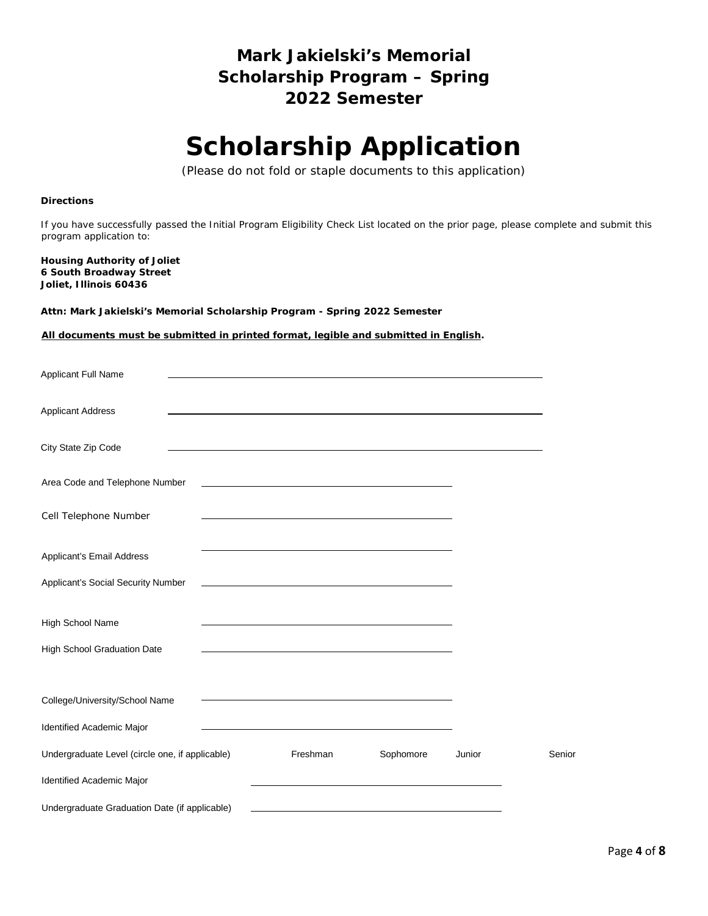# Mark Jakielski's Memorial Scholarship Program – Spring 2022 Semester

# Scholarship Application

(Please do not fold or staple documents to this application)

**Directions**

If you have successfully passed the Initial Program Eligibility Check List located on the prior page, please complete and submit this program application to:

**Housing Authority of Joliet**
**6 South Broadway Street**
**Joliet, Illinois 60436**

**Attn: Mark Jakielski's Memorial Scholarship Program - Spring 2022 Semester**

**<u>All documents must be submitted in printed format, legible and submitted in English</u>.**

Applicant Full Name ______________________________________________

Applicant Address ______________________________________________

City State Zip Code ______________________________________________

Area Code and Telephone Number ______________________________

Cell Telephone Number ______________________________

Applicant's Email Address ______________________________

Applicant's Social Security Number ______________________________

High School Name ______________________________

High School Graduation Date ______________________________

College/University/School Name ______________________________

Identified Academic Major ______________________________

Undergraduate Level (circle one, if applicable) Freshman Sophomore Junior Senior

Identified Academic Major ______________________________

Undergraduate Graduation Date (if applicable) ______________________________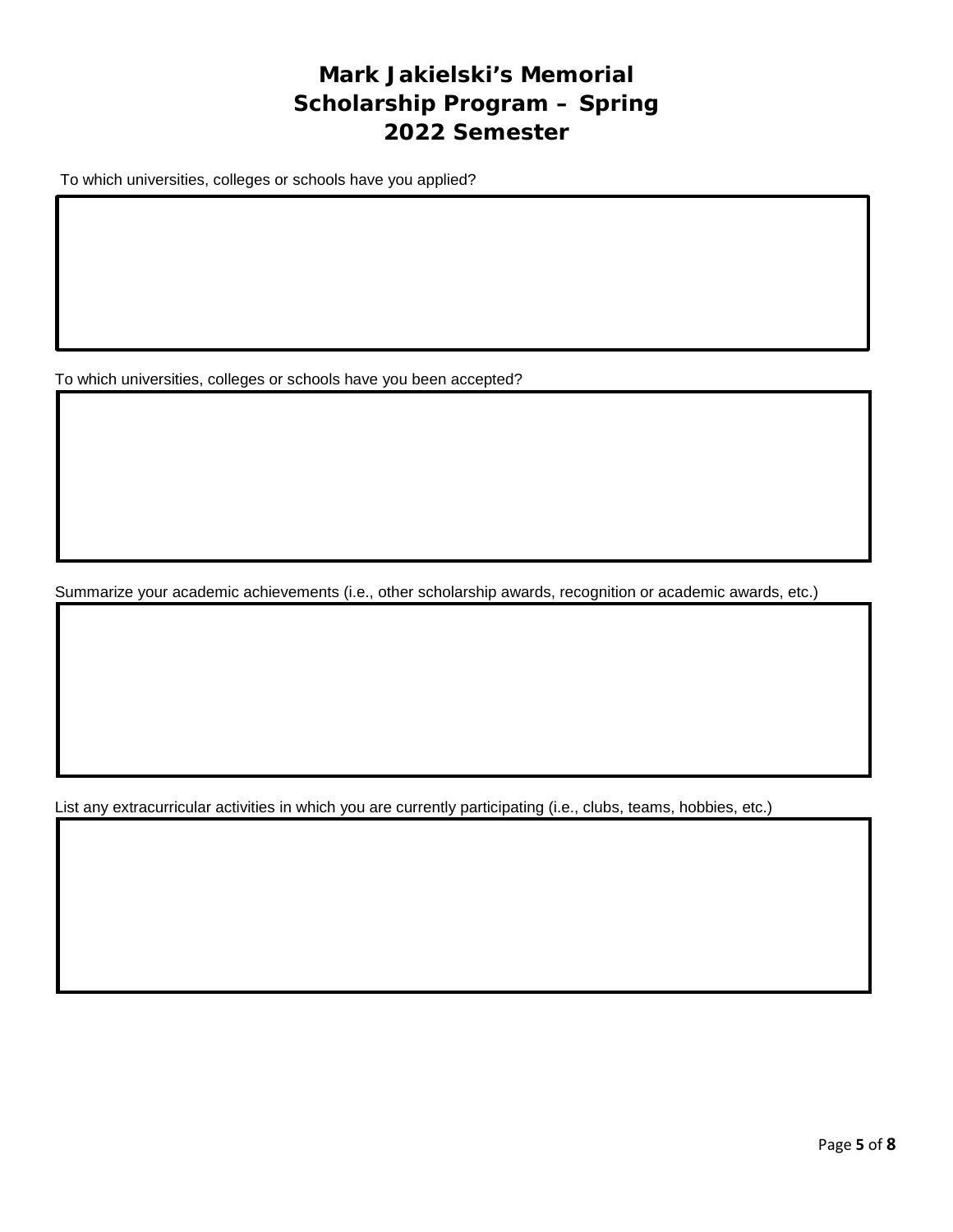# Mark Jakielski's Memorial Scholarship Program – Spring 2022 Semester

To which universities, colleges or schools have you applied?

To which universities, colleges or schools have you been accepted?

Summarize your academic achievements (i.e., other scholarship awards, recognition or academic awards, etc.)

List any extracurricular activities in which you are currently participating (i.e., clubs, teams, hobbies, etc.)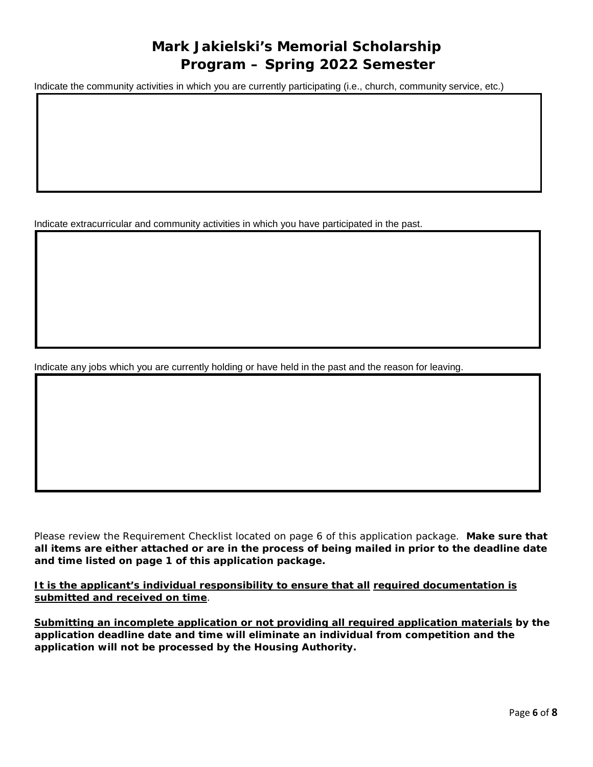# Mark Jakielski's Memorial Scholarship Program – Spring 2022 Semester

Indicate the community activities in which you are currently participating (i.e., church, community service, etc.)

Indicate extracurricular and community activities in which you have participated in the past.

Indicate any jobs which you are currently holding or have held in the past and the reason for leaving.

Please review the Requirement Checklist located on page 6 of this application package. **Make sure that all items are either attached or are in the process of being mailed in prior to the deadline date and time listed on page 1 of this application package.**

**It is the applicant's individual responsibility to ensure that all required documentation is submitted and received on time**.

**Submitting an incomplete application or not providing all required application materials by the application deadline date and time will eliminate an individual from competition and the application will not be processed by the Housing Authority.**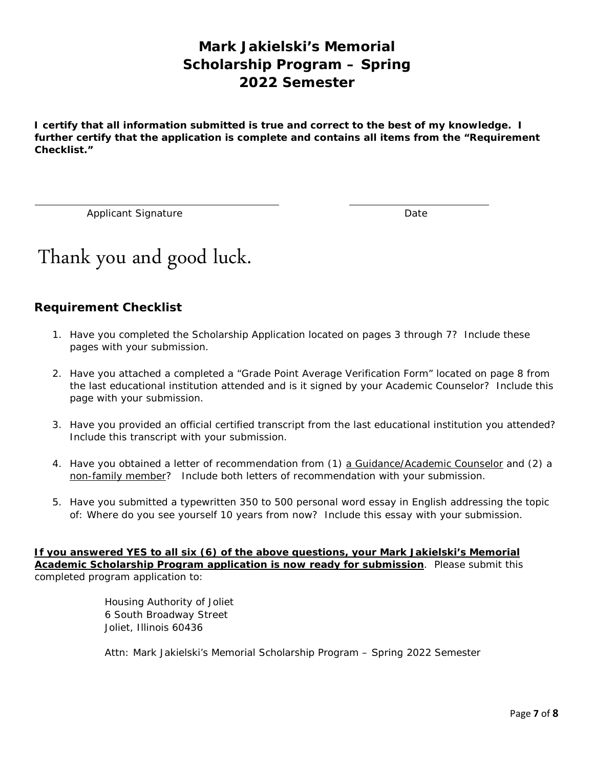# Mark Jakielski's Memorial Scholarship Program – Spring 2022 Semester

**I certify that all information submitted is true and correct to the best of my knowledge. I further certify that the application is complete and contains all items from the "Requirement Checklist."**

\_\_\_\_\_\_\_\_\_\_\_\_\_\_\_\_\_\_\_\_\_\_\_\_\_\_\_\_\_\_\_\_\_\_\_\_\_\_ \_\_\_\_\_\_\_\_\_\_\_\_\_\_\_\_\_\_\_\_\_\_\_

Applicant Signature Date

Thank you and good luck.

## Requirement Checklist

1. Have you completed the Scholarship Application located on pages 3 through 7? Include these pages with your submission.
2. Have you attached a completed a "Grade Point Average Verification Form" located on page 8 from the last educational institution attended and is it signed by your Academic Counselor? Include this page with your submission.
3. Have you provided an official certified transcript from the last educational institution you attended? Include this transcript with your submission.
4. Have you obtained a letter of recommendation from (1) <u>a Guidance/Academic Counselor</u> and (2) a <u>non-family member</u>? Include both letters of recommendation with your submission.
5. Have you submitted a typewritten 350 to 500 personal word essay in English addressing the topic of: Where do you see yourself 10 years from now? Include this essay with your submission.

**<u>If you answered YES to all six (6) of the above questions, your Mark Jakielski's Memorial Academic Scholarship Program application is now ready for submission</u>**. Please submit this completed program application to:

Housing Authority of Joliet
6 South Broadway Street
Joliet, Illinois 60436

Attn: Mark Jakielski's Memorial Scholarship Program – Spring 2022 Semester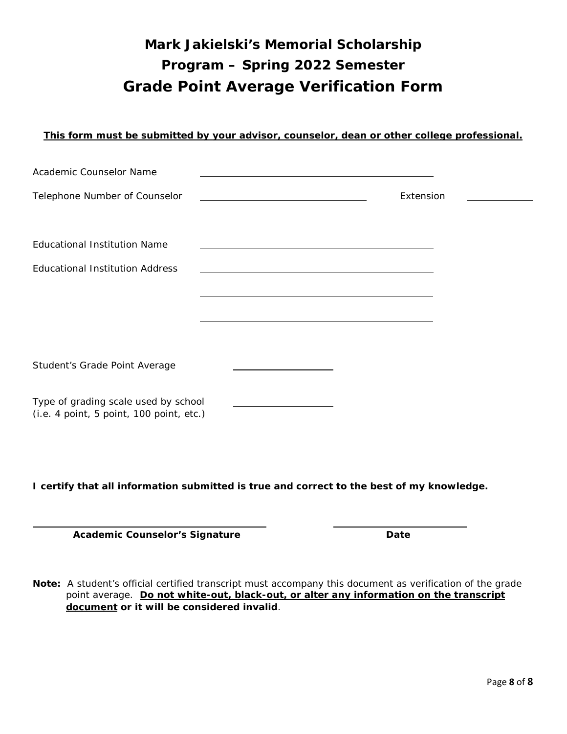# Mark Jakielski's Memorial Scholarship Program – Spring 2022 Semester

## Grade Point Average Verification Form

**This form must be submitted by your advisor, counselor, dean or other college professional.**

Academic Counselor Name ______________________________

Telephone Number of Counselor ______________________ Extension __________

Educational Institution Name ______________________________

Educational Institution Address ______________________________

______________________________

______________________________

Student's Grade Point Average ______________

Type of grading scale used by school ______________
(i.e. 4 point, 5 point, 100 point, etc.)

**I certify that all information submitted is true and correct to the best of my knowledge.**

______________________________ ______________________

**Academic Counselor's Signature** **Date**

**Note:** A student's official certified transcript must accompany this document as verification of the grade point average. **Do not white-out, black-out, or alter any information on the transcript document or it will be considered invalid**.